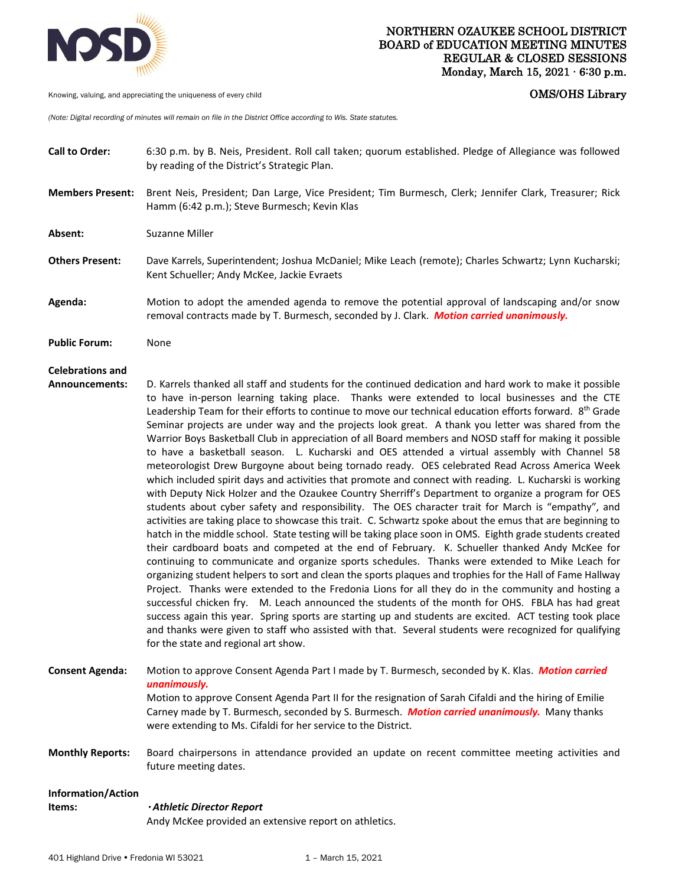# NORTHERN OZAUKEE SCHOOL DISTRICT
## BOARD of EDUCATION MEETING MINUTES
## REGULAR & CLOSED SESSIONS
**Monday, March 15, 2021 · 6:30 p.m.**

Knowing, valuing, and appreciating the uniqueness of every child

**OMS/OHS Library**

*(Note: Digital recording of minutes will remain on file in the District Office according to Wis. State statutes.*

**Call to Order:** 6:30 p.m. by B. Neis, President. Roll call taken; quorum established. Pledge of Allegiance was followed by reading of the District's Strategic Plan.

**Members Present:** Brent Neis, President; Dan Large, Vice President; Tim Burmesch, Clerk; Jennifer Clark, Treasurer; Rick Hamm (6:42 p.m.); Steve Burmesch; Kevin Klas

**Absent:** Suzanne Miller

**Others Present:** Dave Karrels, Superintendent; Joshua McDaniel; Mike Leach (remote); Charles Schwartz; Lynn Kucharski; Kent Schueller; Andy McKee, Jackie Evraets

**Agenda:** Motion to adopt the amended agenda to remove the potential approval of landscaping and/or snow removal contracts made by T. Burmesch, seconded by J. Clark. ***Motion carried unanimously.***

**Public Forum:** None

**Celebrations and Announcements:** D. Karrels thanked all staff and students for the continued dedication and hard work to make it possible to have in-person learning taking place. Thanks were extended to local businesses and the CTE Leadership Team for their efforts to continue to move our technical education efforts forward. 8th Grade Seminar projects are under way and the projects look great. A thank you letter was shared from the Warrior Boys Basketball Club in appreciation of all Board members and NOSD staff for making it possible to have a basketball season. L. Kucharski and OES attended a virtual assembly with Channel 58 meteorologist Drew Burgoyne about being tornado ready. OES celebrated Read Across America Week which included spirit days and activities that promote and connect with reading. L. Kucharski is working with Deputy Nick Holzer and the Ozaukee Country Sherriff's Department to organize a program for OES students about cyber safety and responsibility. The OES character trait for March is "empathy", and activities are taking place to showcase this trait. C. Schwartz spoke about the emus that are beginning to hatch in the middle school. State testing will be taking place soon in OMS. Eighth grade students created their cardboard boats and competed at the end of February. K. Schueller thanked Andy McKee for continuing to communicate and organize sports schedules. Thanks were extended to Mike Leach for organizing student helpers to sort and clean the sports plaques and trophies for the Hall of Fame Hallway Project. Thanks were extended to the Fredonia Lions for all they do in the community and hosting a successful chicken fry. M. Leach announced the students of the month for OHS. FBLA has had great success again this year. Spring sports are starting up and students are excited. ACT testing took place and thanks were given to staff who assisted with that. Several students were recognized for qualifying for the state and regional art show.

**Consent Agenda:** Motion to approve Consent Agenda Part I made by T. Burmesch, seconded by K. Klas. ***Motion carried unanimously.***
Motion to approve Consent Agenda Part II for the resignation of Sarah Cifaldi and the hiring of Emilie Carney made by T. Burmesch, seconded by S. Burmesch. ***Motion carried unanimously.*** Many thanks were extending to Ms. Cifaldi for her service to the District.

**Monthly Reports:** Board chairpersons in attendance provided an update on recent committee meeting activities and future meeting dates.

**Information/Action Items:**

***· Athletic Director Report***
Andy McKee provided an extensive report on athletics.

401 Highland Drive • Fredonia WI 53021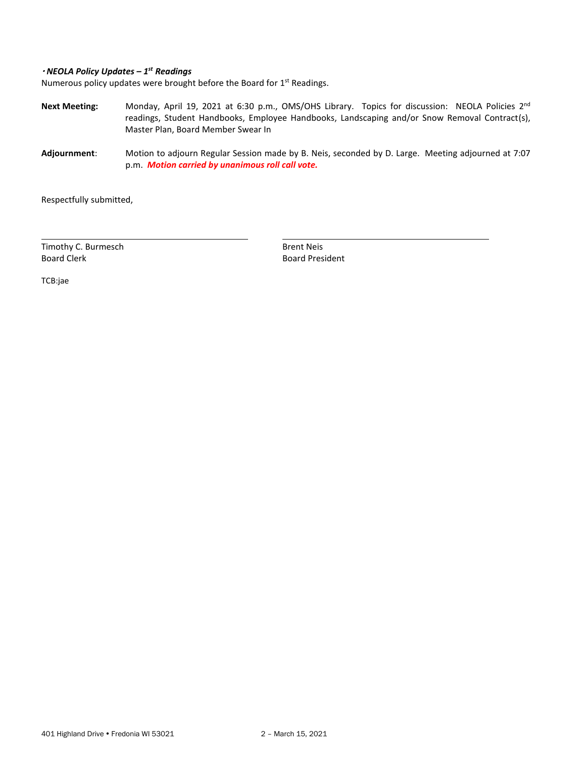***· NEOLA Policy Updates – 1st Readings***

Numerous policy updates were brought before the Board for 1st Readings.

**Next Meeting:** Monday, April 19, 2021 at 6:30 p.m., OMS/OHS Library. Topics for discussion: NEOLA Policies 2nd readings, Student Handbooks, Employee Handbooks, Landscaping and/or Snow Removal Contract(s), Master Plan, Board Member Swear In

**Adjournment**: Motion to adjourn Regular Session made by B. Neis, seconded by D. Large. Meeting adjourned at 7:07 p.m. ***Motion carried by unanimous roll call vote.***

Respectfully submitted,

| | |
|---|---|
| Timothy C. Burmesch | Brent Neis |
| Board Clerk | Board President |

TCB:jae